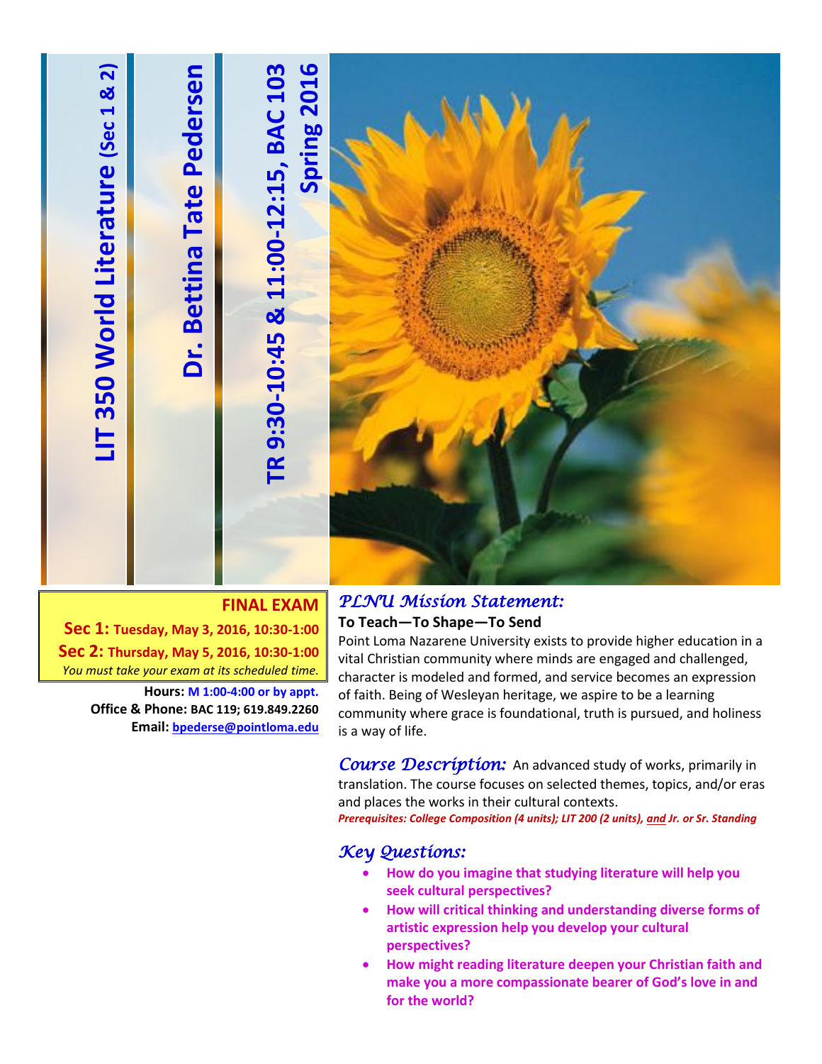# LIT 350 World Literature (Sec 1 & 2)

## Dr. Bettina Tate Pedersen

## TR 9:30-10:45 & 11:00-12:15, BAC 103 Spring 2016

**FINAL EXAM**

**Sec 1: Tuesday, May 3, 2016, 10:30-1:00**

**Sec 2: Thursday, May 5, 2016, 10:30-1:00**

*You must take your exam at its scheduled time.*

**Hours: M 1:00-4:00 or by appt.**

**Office & Phone: BAC 119; 619.849.2260**

**Email: bpederse@pointloma.edu**

## *PLNU Mission Statement:*

**To Teach—To Shape—To Send**

Point Loma Nazarene University exists to provide higher education in a vital Christian community where minds are engaged and challenged, character is modeled and formed, and service becomes an expression of faith. Being of Wesleyan heritage, we aspire to be a learning community where grace is foundational, truth is pursued, and holiness is a way of life.

*Course Description:* An advanced study of works, primarily in translation. The course focuses on selected themes, topics, and/or eras and places the works in their cultural contexts.

***Prerequisites: College Composition (4 units); LIT 200 (2 units), and Jr. or Sr. Standing***

## *Key Questions:*

- **How do you imagine that studying literature will help you seek cultural perspectives?**
- **How will critical thinking and understanding diverse forms of artistic expression help you develop your cultural perspectives?**
- **How might reading literature deepen your Christian faith and make you a more compassionate bearer of God's love in and for the world?**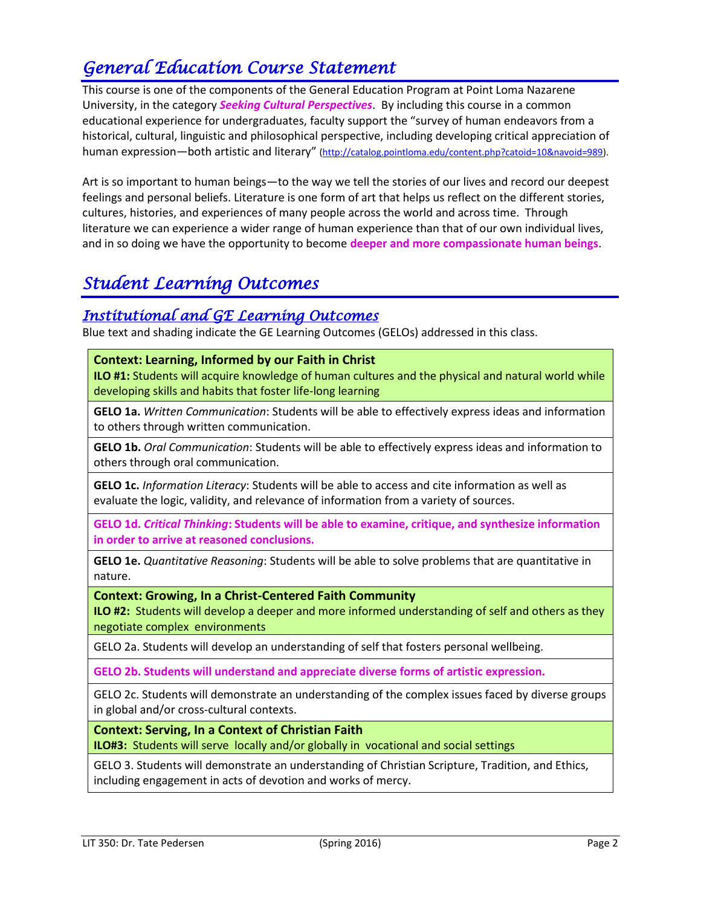# General Education Course Statement

This course is one of the components of the General Education Program at Point Loma Nazarene University, in the category ***Seeking Cultural Perspectives***. By including this course in a common educational experience for undergraduates, faculty support the "survey of human endeavors from a historical, cultural, linguistic and philosophical perspective, including developing critical appreciation of human expression—both artistic and literary" (http://catalog.pointloma.edu/content.php?catoid=10&navoid=989).

Art is so important to human beings—to the way we tell the stories of our lives and record our deepest feelings and personal beliefs. Literature is one form of art that helps us reflect on the different stories, cultures, histories, and experiences of many people across the world and across time. Through literature we can experience a wider range of human experience than that of our own individual lives, and in so doing we have the opportunity to become **deeper and more compassionate human beings**.

# Student Learning Outcomes

## Institutional and GE Learning Outcomes

Blue text and shading indicate the GE Learning Outcomes (GELOs) addressed in this class.

| |
|---|
| **Context: Learning, Informed by our Faith in Christ**<br>**ILO #1:** Students will acquire knowledge of human cultures and the physical and natural world while developing skills and habits that foster life-long learning |
| **GELO 1a.** *Written Communication*: Students will be able to effectively express ideas and information to others through written communication. |
| **GELO 1b.** *Oral Communication*: Students will be able to effectively express ideas and information to others through oral communication. |
| **GELO 1c.** *Information Literacy*: Students will be able to access and cite information as well as evaluate the logic, validity, and relevance of information from a variety of sources. |
| **GELO 1d. *Critical Thinking*: Students will be able to examine, critique, and synthesize information in order to arrive at reasoned conclusions.** |
| **GELO 1e.** *Quantitative Reasoning*: Students will be able to solve problems that are quantitative in nature. |
| **Context: Growing, In a Christ-Centered Faith Community**<br>**ILO #2:** Students will develop a deeper and more informed understanding of self and others as they negotiate complex environments |
| GELO 2a. Students will develop an understanding of self that fosters personal wellbeing. |
| **GELO 2b. Students will understand and appreciate diverse forms of artistic expression.** |
| GELO 2c. Students will demonstrate an understanding of the complex issues faced by diverse groups in global and/or cross-cultural contexts. |
| **Context: Serving, In a Context of Christian Faith**<br>**ILO#3:** Students will serve locally and/or globally in vocational and social settings |
| GELO 3. Students will demonstrate an understanding of Christian Scripture, Tradition, and Ethics, including engagement in acts of devotion and works of mercy. |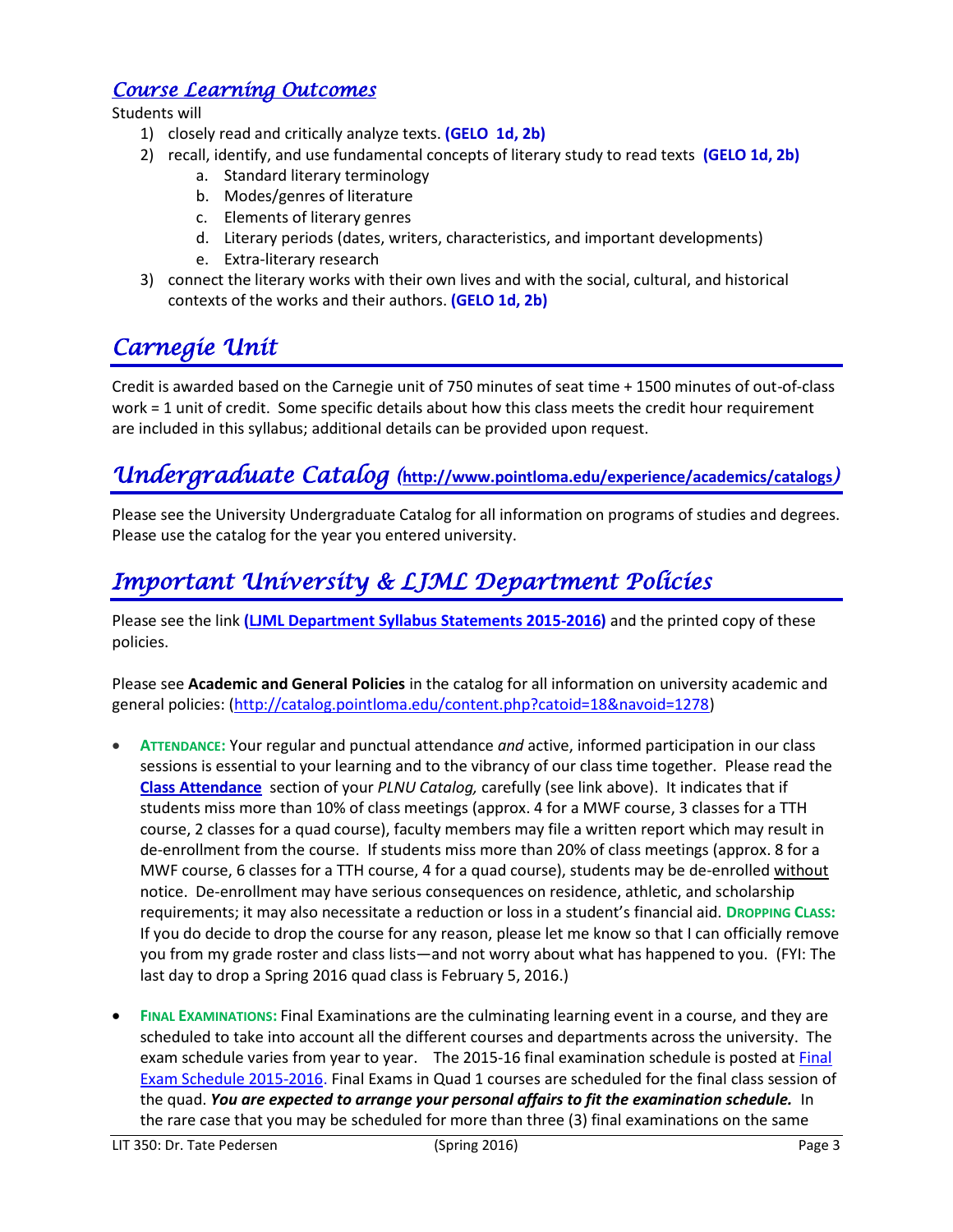## *Course Learning Outcomes*

Students will

1) closely read and critically analyze texts. **(GELO 1d, 2b)**
2) recall, identify, and use fundamental concepts of literary study to read texts **(GELO 1d, 2b)**
    a. Standard literary terminology
    b. Modes/genres of literature
    c. Elements of literary genres
    d. Literary periods (dates, writers, characteristics, and important developments)
    e. Extra-literary research
3) connect the literary works with their own lives and with the social, cultural, and historical contexts of the works and their authors. **(GELO 1d, 2b)**

# *Carnegie Unit*

Credit is awarded based on the Carnegie unit of 750 minutes of seat time + 1500 minutes of out-of-class work = 1 unit of credit. Some specific details about how this class meets the credit hour requirement are included in this syllabus; additional details can be provided upon request.

# *Undergraduate Catalog* (**http://www.pointloma.edu/experience/academics/catalogs**)

Please see the University Undergraduate Catalog for all information on programs of studies and degrees. Please use the catalog for the year you entered university.

# *Important University & LJML Department Policies*

Please see the link **(LJML Department Syllabus Statements 2015-2016)** and the printed copy of these policies.

Please see **Academic and General Policies** in the catalog for all information on university academic and general policies: (http://catalog.pointloma.edu/content.php?catoid=18&navoid=1278)

- **ATTENDANCE:** Your regular and punctual attendance *and* active, informed participation in our class sessions is essential to your learning and to the vibrancy of our class time together. Please read the **Class Attendance** section of your *PLNU Catalog,* carefully (see link above). It indicates that if students miss more than 10% of class meetings (approx. 4 for a MWF course, 3 classes for a TTH course, 2 classes for a quad course), faculty members may file a written report which may result in de-enrollment from the course. If students miss more than 20% of class meetings (approx. 8 for a MWF course, 6 classes for a TTH course, 4 for a quad course), students may be de-enrolled without notice. De-enrollment may have serious consequences on residence, athletic, and scholarship requirements; it may also necessitate a reduction or loss in a student's financial aid. **DROPPING CLASS:** If you do decide to drop the course for any reason, please let me know so that I can officially remove you from my grade roster and class lists—and not worry about what has happened to you. (FYI: The last day to drop a Spring 2016 quad class is February 5, 2016.)

- **FINAL EXAMINATIONS:** Final Examinations are the culminating learning event in a course, and they are scheduled to take into account all the different courses and departments across the university. The exam schedule varies from year to year. The 2015-16 final examination schedule is posted at Final Exam Schedule 2015-2016. Final Exams in Quad 1 courses are scheduled for the final class session of the quad. ***You are expected to arrange your personal affairs to fit the examination schedule.*** In the rare case that you may be scheduled for more than three (3) final examinations on the same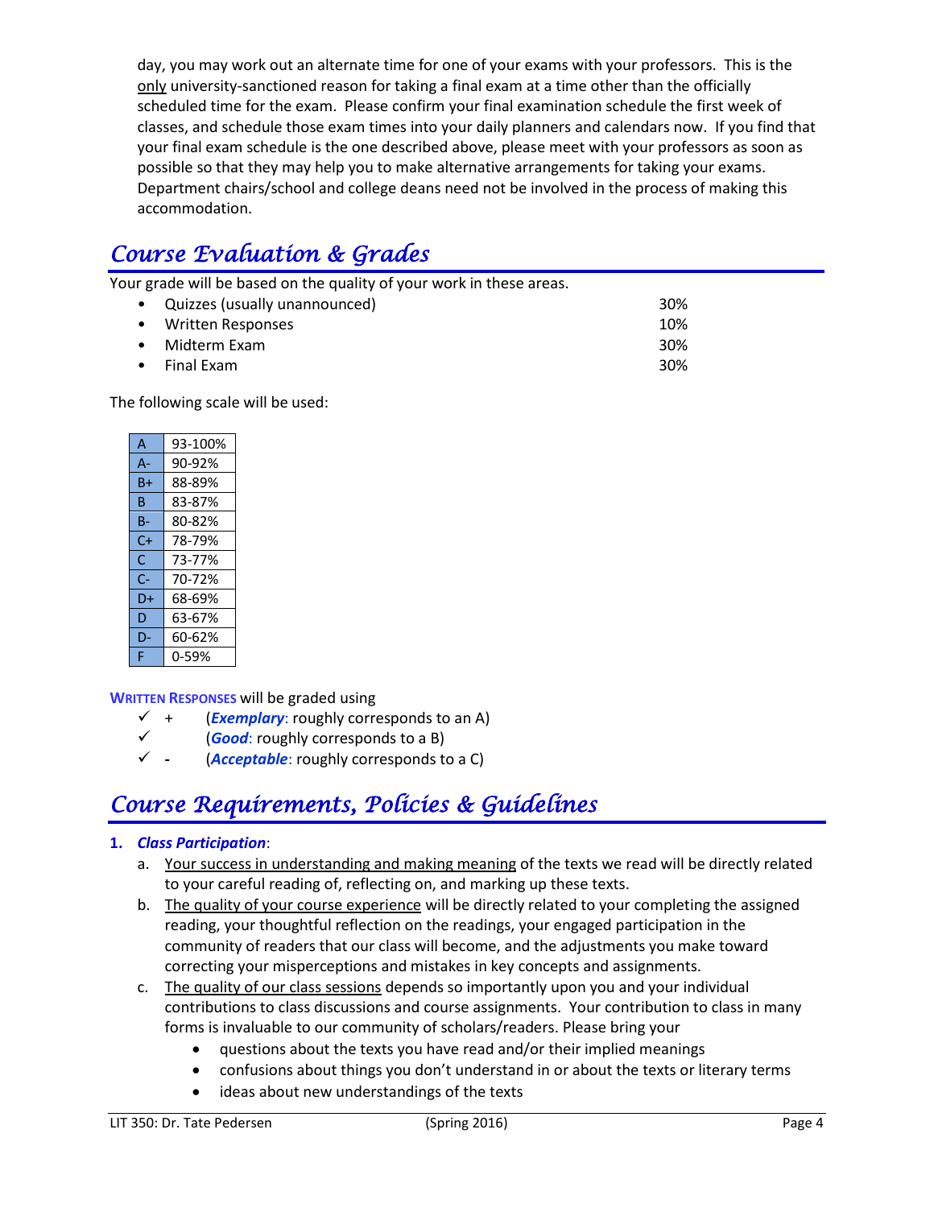day, you may work out an alternate time for one of your exams with your professors. This is the only university-sanctioned reason for taking a final exam at a time other than the officially scheduled time for the exam. Please confirm your final examination schedule the first week of classes, and schedule those exam times into your daily planners and calendars now. If you find that your final exam schedule is the one described above, please meet with your professors as soon as possible so that they may help you to make alternative arrangements for taking your exams. Department chairs/school and college deans need not be involved in the process of making this accommodation.

## *Course Evaluation & Grades*

Your grade will be based on the quality of your work in these areas.

- Quizzes (usually unannounced) — 30%
- Written Responses — 10%
- Midterm Exam — 30%
- Final Exam — 30%

The following scale will be used:

| Grade | Range |
|---|---|
| A | 93-100% |
| A- | 90-92% |
| B+ | 88-89% |
| B | 83-87% |
| B- | 80-82% |
| C+ | 78-79% |
| C | 73-77% |
| C- | 70-72% |
| D+ | 68-69% |
| D | 63-67% |
| D- | 60-62% |
| F | 0-59% |

**WRITTEN RESPONSES** will be graded using

- ✓ + (***Exemplary***: roughly corresponds to an A)
- ✓ (***Good***: roughly corresponds to a B)
- ✓ - (***Acceptable***: roughly corresponds to a C)

## *Course Requirements, Policies & Guidelines*

1. ***Class Participation***:
   a. Your success in understanding and making meaning of the texts we read will be directly related to your careful reading of, reflecting on, and marking up these texts.
   b. The quality of your course experience will be directly related to your completing the assigned reading, your thoughtful reflection on the readings, your engaged participation in the community of readers that our class will become, and the adjustments you make toward correcting your misperceptions and mistakes in key concepts and assignments.
   c. The quality of our class sessions depends so importantly upon you and your individual contributions to class discussions and course assignments. Your contribution to class in many forms is invaluable to our community of scholars/readers. Please bring your
      - questions about the texts you have read and/or their implied meanings
      - confusions about things you don't understand in or about the texts or literary terms
      - ideas about new understandings of the texts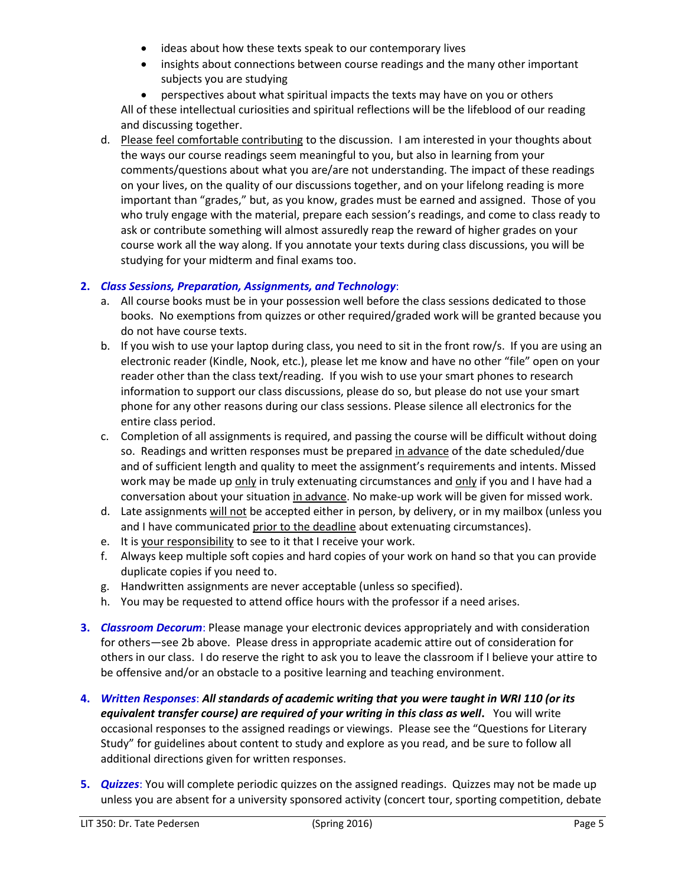- ideas about how these texts speak to our contemporary lives
- insights about connections between course readings and the many other important subjects you are studying
- perspectives about what spiritual impacts the texts may have on you or others

All of these intellectual curiosities and spiritual reflections will be the lifeblood of our reading and discussing together.

d. Please feel comfortable contributing to the discussion. I am interested in your thoughts about the ways our course readings seem meaningful to you, but also in learning from your comments/questions about what you are/are not understanding. The impact of these readings on your lives, on the quality of our discussions together, and on your lifelong reading is more important than "grades," but, as you know, grades must be earned and assigned. Those of you who truly engage with the material, prepare each session's readings, and come to class ready to ask or contribute something will almost assuredly reap the reward of higher grades on your course work all the way along. If you annotate your texts during class discussions, you will be studying for your midterm and final exams too.

**2. *Class Sessions, Preparation, Assignments, and Technology*:**

a. All course books must be in your possession well before the class sessions dedicated to those books. No exemptions from quizzes or other required/graded work will be granted because you do not have course texts.

b. If you wish to use your laptop during class, you need to sit in the front row/s. If you are using an electronic reader (Kindle, Nook, etc.), please let me know and have no other "file" open on your reader other than the class text/reading. If you wish to use your smart phones to research information to support our class discussions, please do so, but please do not use your smart phone for any other reasons during our class sessions. Please silence all electronics for the entire class period.

c. Completion of all assignments is required, and passing the course will be difficult without doing so. Readings and written responses must be prepared in advance of the date scheduled/due and of sufficient length and quality to meet the assignment's requirements and intents. Missed work may be made up only in truly extenuating circumstances and only if you and I have had a conversation about your situation in advance. No make-up work will be given for missed work.

d. Late assignments will not be accepted either in person, by delivery, or in my mailbox (unless you and I have communicated prior to the deadline about extenuating circumstances).

e. It is your responsibility to see to it that I receive your work.

f. Always keep multiple soft copies and hard copies of your work on hand so that you can provide duplicate copies if you need to.

g. Handwritten assignments are never acceptable (unless so specified).

h. You may be requested to attend office hours with the professor if a need arises.

**3. *Classroom Decorum*:** Please manage your electronic devices appropriately and with consideration for others—see 2b above. Please dress in appropriate academic attire out of consideration for others in our class. I do reserve the right to ask you to leave the classroom if I believe your attire to be offensive and/or an obstacle to a positive learning and teaching environment.

**4. *Written Responses*:** ***All standards of academic writing that you were taught in WRI 110 (or its equivalent transfer course) are required of your writing in this class as well.*** You will write occasional responses to the assigned readings or viewings. Please see the "Questions for Literary Study" for guidelines about content to study and explore as you read, and be sure to follow all additional directions given for written responses.

**5. *Quizzes*:** You will complete periodic quizzes on the assigned readings. Quizzes may not be made up unless you are absent for a university sponsored activity (concert tour, sporting competition, debate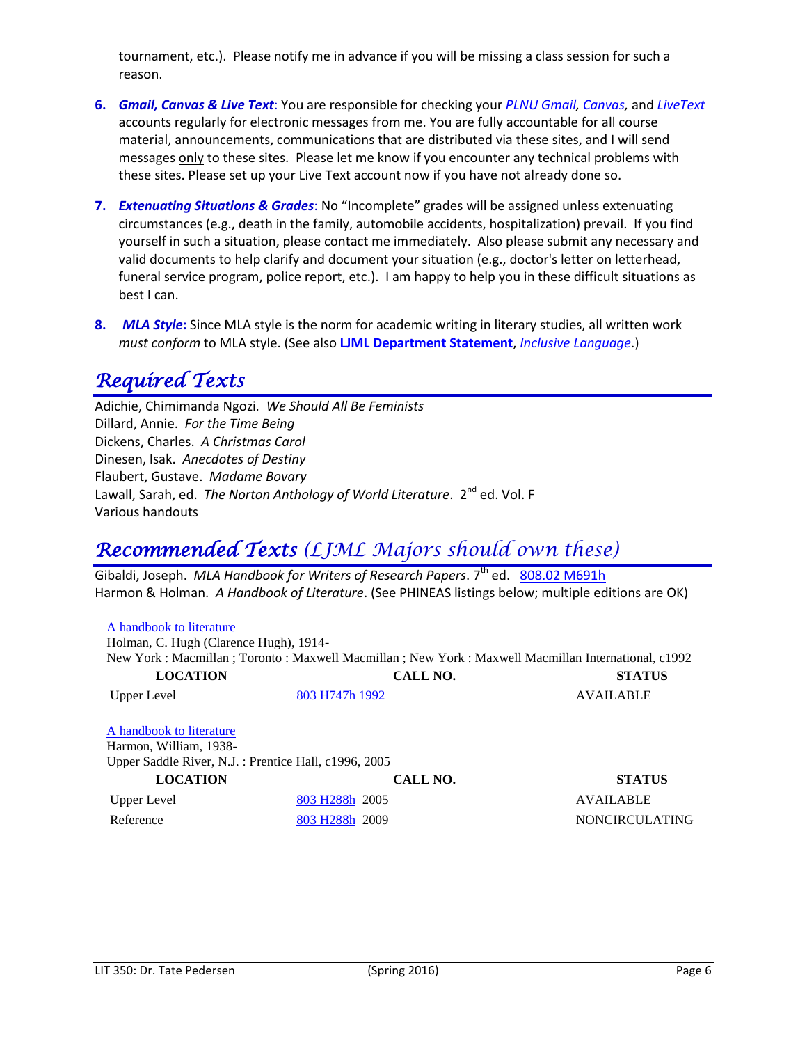tournament, etc.). Please notify me in advance if you will be missing a class session for such a reason.

6. ***Gmail, Canvas & Live Text***: You are responsible for checking your *PLNU Gmail, Canvas,* and *LiveText* accounts regularly for electronic messages from me. You are fully accountable for all course material, announcements, communications that are distributed via these sites, and I will send messages only to these sites. Please let me know if you encounter any technical problems with these sites. Please set up your Live Text account now if you have not already done so.

7. ***Extenuating Situations & Grades***: No "Incomplete" grades will be assigned unless extenuating circumstances (e.g., death in the family, automobile accidents, hospitalization) prevail. If you find yourself in such a situation, please contact me immediately. Also please submit any necessary and valid documents to help clarify and document your situation (e.g., doctor's letter on letterhead, funeral service program, police report, etc.). I am happy to help you in these difficult situations as best I can.

8. ***MLA Style*:** Since MLA style is the norm for academic writing in literary studies, all written work *must conform* to MLA style. (See also **LJML Department Statement**, *Inclusive Language*.)

# *Required Texts*

Adichie, Chimimanda Ngozi. *We Should All Be Feminists*
Dillard, Annie. *For the Time Being*
Dickens, Charles. *A Christmas Carol*
Dinesen, Isak. *Anecdotes of Destiny*
Flaubert, Gustave. *Madame Bovary*
Lawall, Sarah, ed. *The Norton Anthology of World Literature*. 2nd ed. Vol. F
Various handouts

# *Recommended Texts (LJML Majors should own these)*

Gibaldi, Joseph. *MLA Handbook for Writers of Research Papers*. 7th ed. 808.02 M691h
Harmon & Holman. *A Handbook of Literature*. (See PHINEAS listings below; multiple editions are OK)

A handbook to literature
Holman, C. Hugh (Clarence Hugh), 1914-
New York : Macmillan ; Toronto : Maxwell Macmillan ; New York : Maxwell Macmillan International, c1992

| LOCATION | CALL NO. | STATUS |
| --- | --- | --- |
| Upper Level | 803 H747h 1992 | AVAILABLE |

A handbook to literature
Harmon, William, 1938-
Upper Saddle River, N.J. : Prentice Hall, c1996, 2005

| LOCATION | CALL NO. | STATUS |
| --- | --- | --- |
| Upper Level | 803 H288h 2005 | AVAILABLE |
| Reference | 803 H288h 2009 | NONCIRCULATING |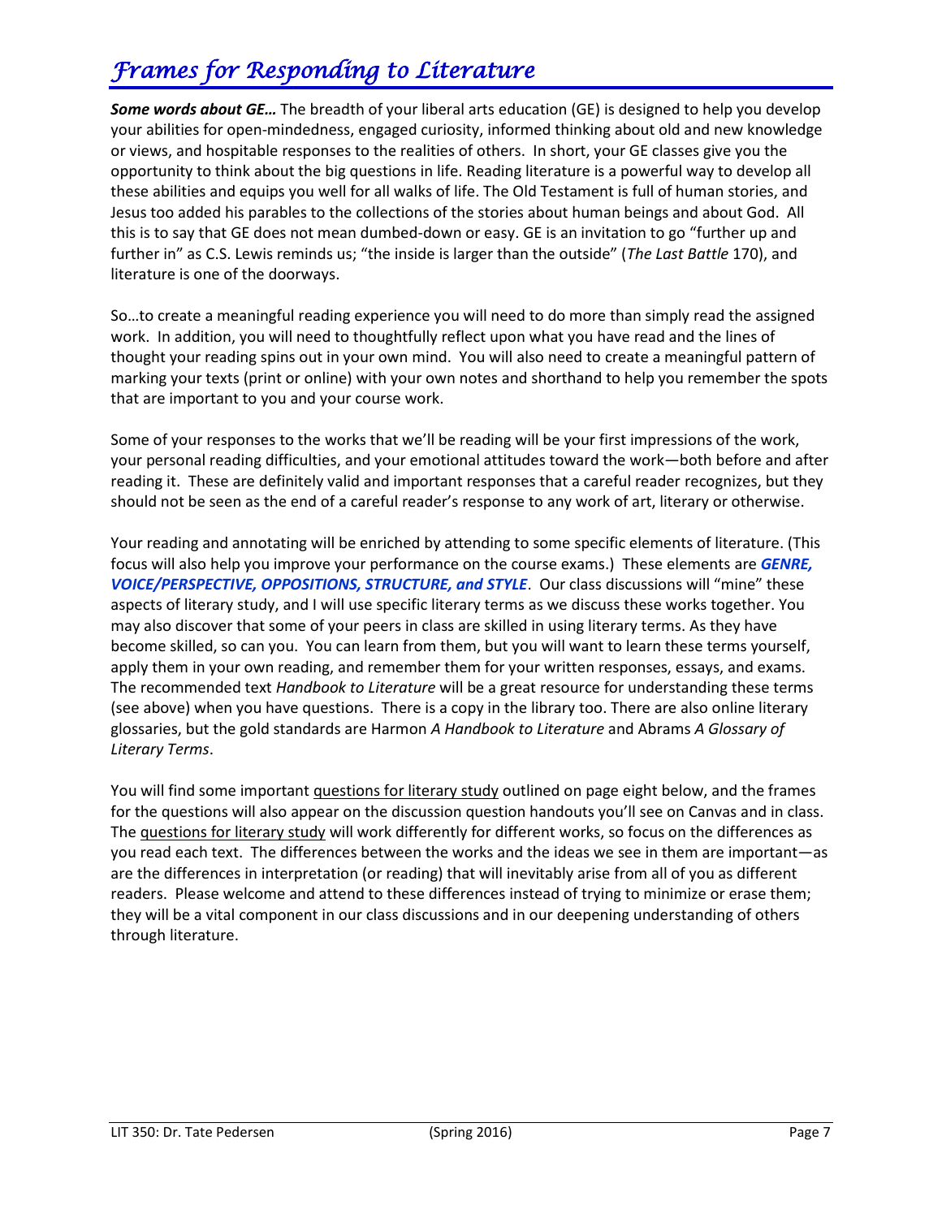# *Frames for Responding to Literature*

***Some words about GE…*** The breadth of your liberal arts education (GE) is designed to help you develop your abilities for open-mindedness, engaged curiosity, informed thinking about old and new knowledge or views, and hospitable responses to the realities of others. In short, your GE classes give you the opportunity to think about the big questions in life. Reading literature is a powerful way to develop all these abilities and equips you well for all walks of life. The Old Testament is full of human stories, and Jesus too added his parables to the collections of the stories about human beings and about God. All this is to say that GE does not mean dumbed-down or easy. GE is an invitation to go "further up and further in" as C.S. Lewis reminds us; "the inside is larger than the outside" (*The Last Battle* 170), and literature is one of the doorways.

So…to create a meaningful reading experience you will need to do more than simply read the assigned work. In addition, you will need to thoughtfully reflect upon what you have read and the lines of thought your reading spins out in your own mind. You will also need to create a meaningful pattern of marking your texts (print or online) with your own notes and shorthand to help you remember the spots that are important to you and your course work.

Some of your responses to the works that we'll be reading will be your first impressions of the work, your personal reading difficulties, and your emotional attitudes toward the work—both before and after reading it. These are definitely valid and important responses that a careful reader recognizes, but they should not be seen as the end of a careful reader's response to any work of art, literary or otherwise.

Your reading and annotating will be enriched by attending to some specific elements of literature. (This focus will also help you improve your performance on the course exams.) These elements are ***GENRE, VOICE/PERSPECTIVE, OPPOSITIONS, STRUCTURE, and STYLE***. Our class discussions will "mine" these aspects of literary study, and I will use specific literary terms as we discuss these works together. You may also discover that some of your peers in class are skilled in using literary terms. As they have become skilled, so can you. You can learn from them, but you will want to learn these terms yourself, apply them in your own reading, and remember them for your written responses, essays, and exams. The recommended text *Handbook to Literature* will be a great resource for understanding these terms (see above) when you have questions. There is a copy in the library too. There are also online literary glossaries, but the gold standards are Harmon *A Handbook to Literature* and Abrams *A Glossary of Literary Terms*.

You will find some important questions for literary study outlined on page eight below, and the frames for the questions will also appear on the discussion question handouts you'll see on Canvas and in class. The questions for literary study will work differently for different works, so focus on the differences as you read each text. The differences between the works and the ideas we see in them are important—as are the differences in interpretation (or reading) that will inevitably arise from all of you as different readers. Please welcome and attend to these differences instead of trying to minimize or erase them; they will be a vital component in our class discussions and in our deepening understanding of others through literature.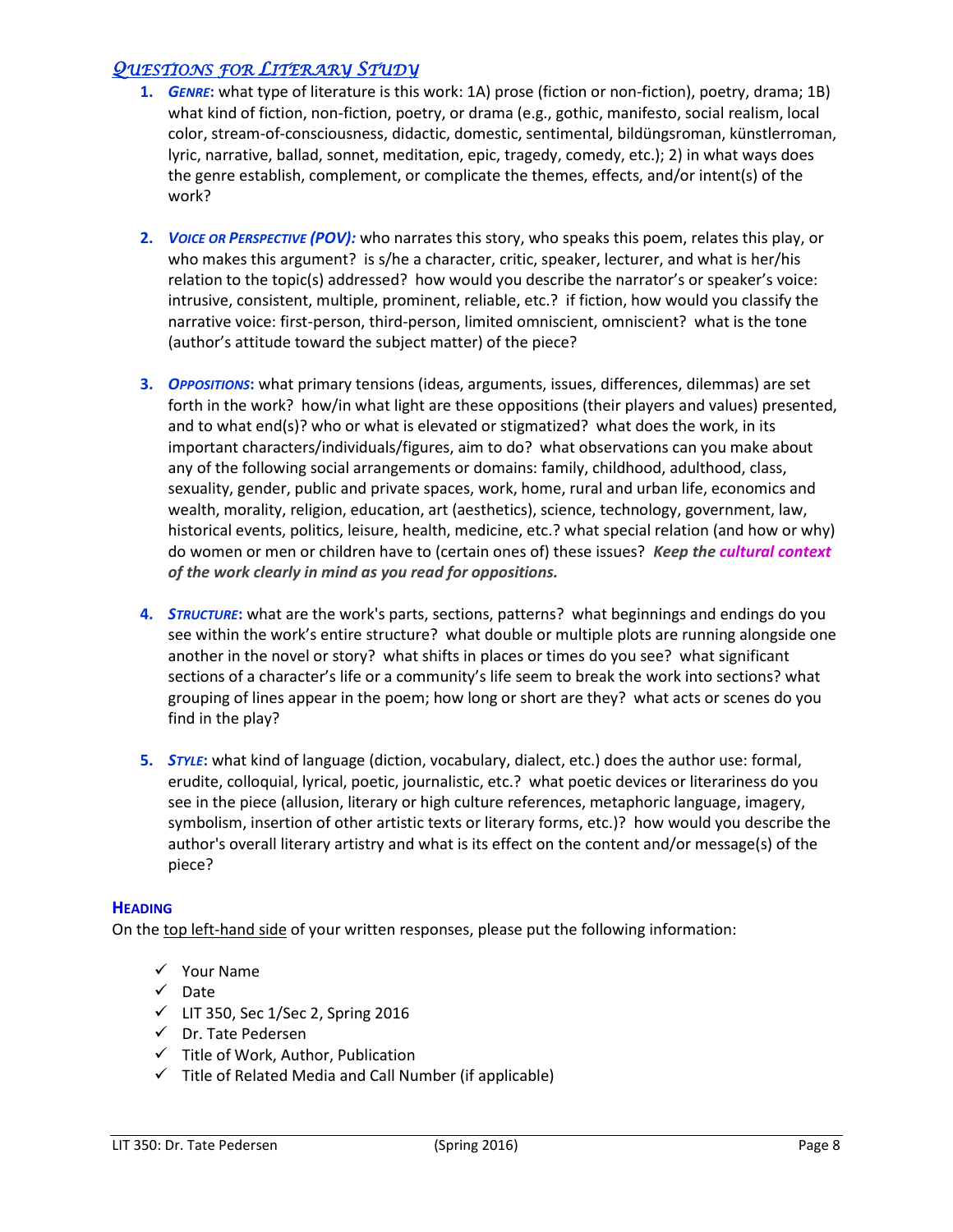## *Questions for Literary Study*

1. ***Genre*:** what type of literature is this work: 1A) prose (fiction or non-fiction), poetry, drama; 1B) what kind of fiction, non-fiction, poetry, or drama (e.g., gothic, manifesto, social realism, local color, stream-of-consciousness, didactic, domestic, sentimental, bildüngsroman, künstlerroman, lyric, narrative, ballad, sonnet, meditation, epic, tragedy, comedy, etc.); 2) in what ways does the genre establish, complement, or complicate the themes, effects, and/or intent(s) of the work?

2. ***Voice or Perspective (POV):*** who narrates this story, who speaks this poem, relates this play, or who makes this argument? is s/he a character, critic, speaker, lecturer, and what is her/his relation to the topic(s) addressed? how would you describe the narrator's or speaker's voice: intrusive, consistent, multiple, prominent, reliable, etc.? if fiction, how would you classify the narrative voice: first-person, third-person, limited omniscient, omniscient? what is the tone (author's attitude toward the subject matter) of the piece?

3. ***Oppositions*:** what primary tensions (ideas, arguments, issues, differences, dilemmas) are set forth in the work? how/in what light are these oppositions (their players and values) presented, and to what end(s)? who or what is elevated or stigmatized? what does the work, in its important characters/individuals/figures, aim to do? what observations can you make about any of the following social arrangements or domains: family, childhood, adulthood, class, sexuality, gender, public and private spaces, work, home, rural and urban life, economics and wealth, morality, religion, education, art (aesthetics), science, technology, government, law, historical events, politics, leisure, health, medicine, etc.? what special relation (and how or why) do women or men or children have to (certain ones of) these issues? ***Keep the cultural context of the work clearly in mind as you read for oppositions.***

4. ***Structure*:** what are the work's parts, sections, patterns? what beginnings and endings do you see within the work's entire structure? what double or multiple plots are running alongside one another in the novel or story? what shifts in places or times do you see? what significant sections of a character's life or a community's life seem to break the work into sections? what grouping of lines appear in the poem; how long or short are they? what acts or scenes do you find in the play?

5. ***Style*:** what kind of language (diction, vocabulary, dialect, etc.) does the author use: formal, erudite, colloquial, lyrical, poetic, journalistic, etc.? what poetic devices or literariness do you see in the piece (allusion, literary or high culture references, metaphoric language, imagery, symbolism, insertion of other artistic texts or literary forms, etc.)? how would you describe the author's overall literary artistry and what is its effect on the content and/or message(s) of the piece?

### Heading

On the top left-hand side of your written responses, please put the following information:

- ✓ Your Name
- ✓ Date
- ✓ LIT 350, Sec 1/Sec 2, Spring 2016
- ✓ Dr. Tate Pedersen
- ✓ Title of Work, Author, Publication
- ✓ Title of Related Media and Call Number (if applicable)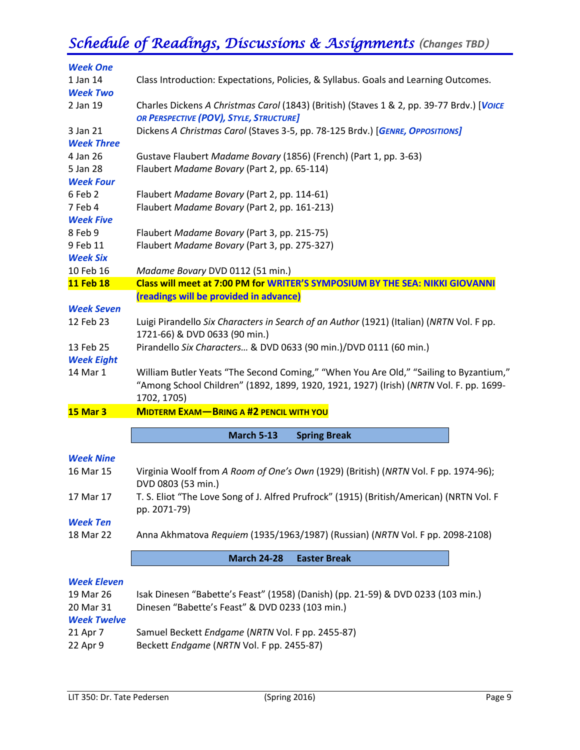## *Schedule of Readings, Discussions & Assignments* *(Changes TBD)*

***Week One***

| | |
|---|---|
| 1 Jan 14 | Class Introduction: Expectations, Policies, & Syllabus. Goals and Learning Outcomes. |

***Week Two***

| | |
|---|---|
| 2 Jan 19 | Charles Dickens *A Christmas Carol* (1843) (British) (Staves 1 & 2, pp. 39-77 Brdv.) [***VOICE OR PERSPECTIVE (POV), STYLE, STRUCTURE]*** |
| 3 Jan 21 | Dickens *A Christmas Carol* (Staves 3-5, pp. 78-125 Brdv.) [***GENRE, OPPOSITIONS]*** |

***Week Three***

| | |
|---|---|
| 4 Jan 26 | Gustave Flaubert *Madame Bovary* (1856) (French) (Part 1, pp. 3-63) |
| 5 Jan 28 | Flaubert *Madame Bovary* (Part 2, pp. 65-114) |

***Week Four***

| | |
|---|---|
| 6 Feb 2 | Flaubert *Madame Bovary* (Part 2, pp. 114-61) |
| 7 Feb 4 | Flaubert *Madame Bovary* (Part 2, pp. 161-213) |

***Week Five***

| | |
|---|---|
| 8 Feb 9 | Flaubert *Madame Bovary* (Part 3, pp. 215-75) |
| 9 Feb 11 | Flaubert *Madame Bovary* (Part 3, pp. 275-327) |

***Week Six***

| | |
|---|---|
| 10 Feb 16 | *Madame Bovary* DVD 0112 (51 min.) |
| **11 Feb 18** | **Class will meet at 7:00 PM for WRITER'S SYMPOSIUM BY THE SEA: NIKKI GIOVANNI (readings will be provided in advance)** |

***Week Seven***

| | |
|---|---|
| 12 Feb 23 | Luigi Pirandello *Six Characters in Search of an Author* (1921) (Italian) (*NRTN* Vol. F pp. 1721-66) & DVD 0633 (90 min.) |
| 13 Feb 25 | Pirandello *Six Characters…* & DVD 0633 (90 min.)/DVD 0111 (60 min.) |

***Week Eight***

| | |
|---|---|
| 14 Mar 1 | William Butler Yeats "The Second Coming," "When You Are Old," "Sailing to Byzantium," "Among School Children" (1892, 1899, 1920, 1921, 1927) (Irish) (*NRTN* Vol. F. pp. 1699-1702, 1705) |
| **15 Mar 3** | **MIDTERM EXAM—BRING A #2 PENCIL WITH YOU** |

**March 5-13 Spring Break**

***Week Nine***

| | |
|---|---|
| 16 Mar 15 | Virginia Woolf from *A Room of One's Own* (1929) (British) (*NRTN* Vol. F pp. 1974-96); DVD 0803 (53 min.) |
| 17 Mar 17 | T. S. Eliot "The Love Song of J. Alfred Prufrock" (1915) (British/American) (NRTN Vol. F pp. 2071-79) |

***Week Ten***

| | |
|---|---|
| 18 Mar 22 | Anna Akhmatova *Requiem* (1935/1963/1987) (Russian) (*NRTN* Vol. F pp. 2098-2108) |

**March 24-28 Easter Break**

***Week Eleven***

| | |
|---|---|
| 19 Mar 26 | Isak Dinesen "Babette's Feast" (1958) (Danish) (pp. 21-59) & DVD 0233 (103 min.) |
| 20 Mar 31 | Dinesen "Babette's Feast" & DVD 0233 (103 min.) |

***Week Twelve***

| | |
|---|---|
| 21 Apr 7 | Samuel Beckett *Endgame* (*NRTN* Vol. F pp. 2455-87) |
| 22 Apr 9 | Beckett *Endgame* (*NRTN* Vol. F pp. 2455-87) |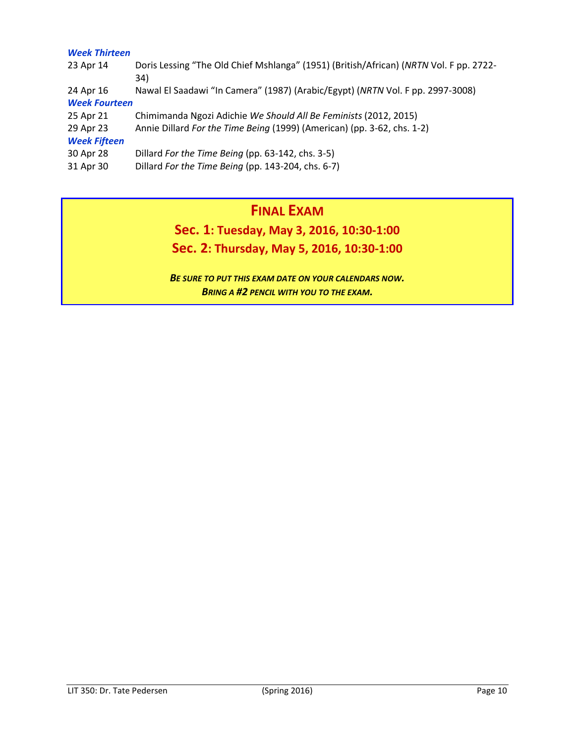### *Week Thirteen*

| | | |
|---|---|---|
| 23 | Apr 14 | Doris Lessing "The Old Chief Mshlanga" (1951) (British/African) (*NRTN* Vol. F pp. 2722-34) |
| 24 | Apr 16 | Nawal El Saadawi "In Camera" (1987) (Arabic/Egypt) (*NRTN* Vol. F pp. 2997-3008) |

### *Week Fourteen*

| | | |
|---|---|---|
| 25 | Apr 21 | Chimimanda Ngozi Adichie *We Should All Be Feminists* (2012, 2015) |
| 29 | Apr 23 | Annie Dillard *For the Time Being* (1999) (American) (pp. 3-62, chs. 1-2) |

### *Week Fifteen*

| | | |
|---|---|---|
| 30 | Apr 28 | Dillard *For the Time Being* (pp. 63-142, chs. 3-5) |
| 31 | Apr 30 | Dillard *For the Time Being* (pp. 143-204, chs. 6-7) |

## **FINAL EXAM**

**Sec. 1: Tuesday, May 3, 2016, 10:30-1:00**

**Sec. 2: Thursday, May 5, 2016, 10:30-1:00**

***BE SURE TO PUT THIS EXAM DATE ON YOUR CALENDARS NOW.***

***BRING A #2 PENCIL WITH YOU TO THE EXAM.***